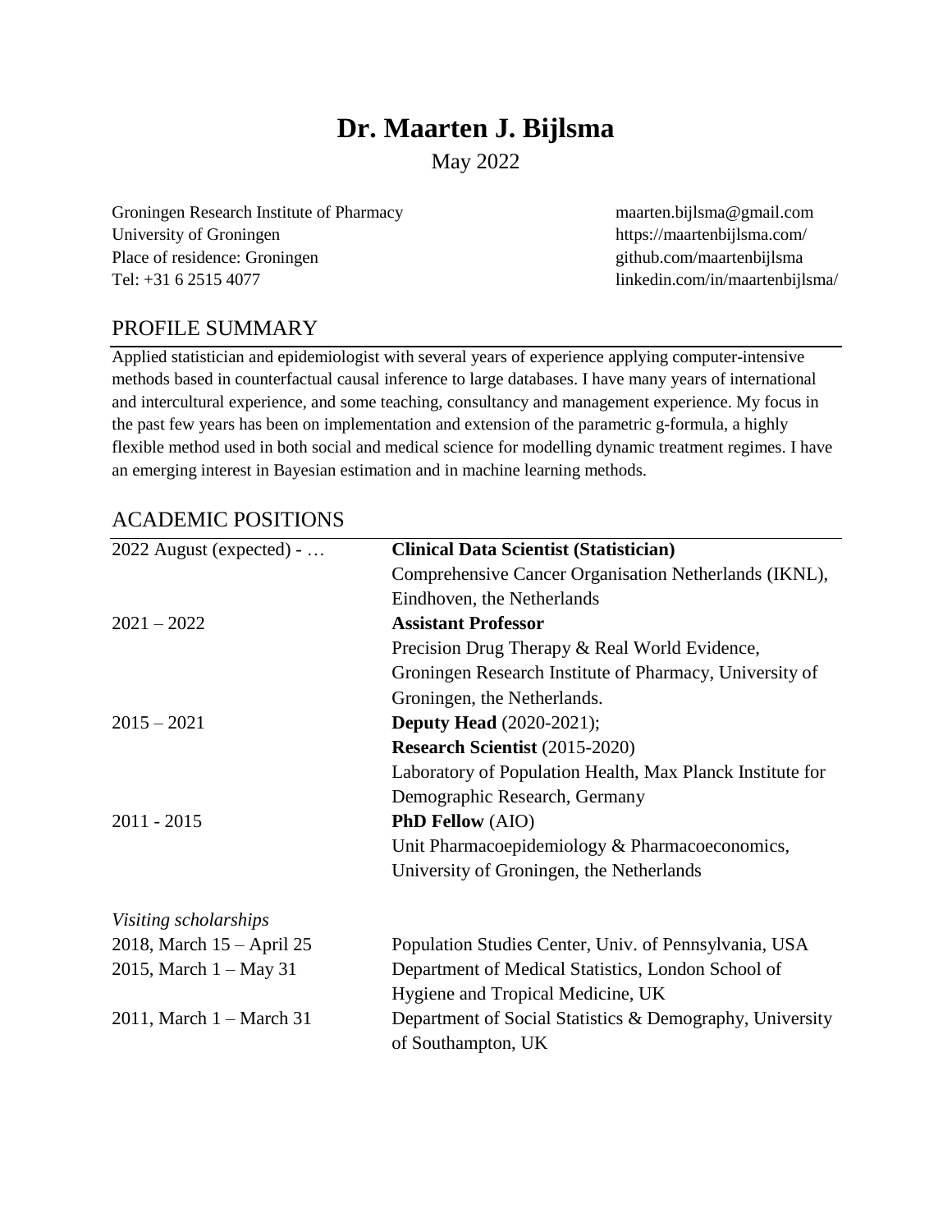# Dr. Maarten J. Bijlsma

May 2022

Groningen Research Institute of Pharmacy
University of Groningen
Place of residence: Groningen
Tel: +31 6 2515 4077

maarten.bijlsma@gmail.com
https://maartenbijlsma.com/
github.com/maartenbijlsma
linkedin.com/in/maartenbijlsma/

## PROFILE SUMMARY

Applied statistician and epidemiologist with several years of experience applying computer-intensive methods based in counterfactual causal inference to large databases. I have many years of international and intercultural experience, and some teaching, consultancy and management experience. My focus in the past few years has been on implementation and extension of the parametric g-formula, a highly flexible method used in both social and medical science for modelling dynamic treatment regimes. I have an emerging interest in Bayesian estimation and in machine learning methods.

## ACADEMIC POSITIONS

| | |
|---|---|
| 2022 August (expected) - … | **Clinical Data Scientist (Statistician)**<br>Comprehensive Cancer Organisation Netherlands (IKNL), Eindhoven, the Netherlands |
| 2021 – 2022 | **Assistant Professor**<br>Precision Drug Therapy & Real World Evidence, Groningen Research Institute of Pharmacy, University of Groningen, the Netherlands. |
| 2015 – 2021 | **Deputy Head** (2020-2021);<br>**Research Scientist** (2015-2020)<br>Laboratory of Population Health, Max Planck Institute for Demographic Research, Germany |
| 2011 - 2015 | **PhD Fellow** (AIO)<br>Unit Pharmacoepidemiology & Pharmacoeconomics, University of Groningen, the Netherlands |

*Visiting scholarships*

| | |
|---|---|
| 2018, March 15 – April 25 | Population Studies Center, Univ. of Pennsylvania, USA |
| 2015, March 1 – May 31 | Department of Medical Statistics, London School of Hygiene and Tropical Medicine, UK |
| 2011, March 1 – March 31 | Department of Social Statistics & Demography, University of Southampton, UK |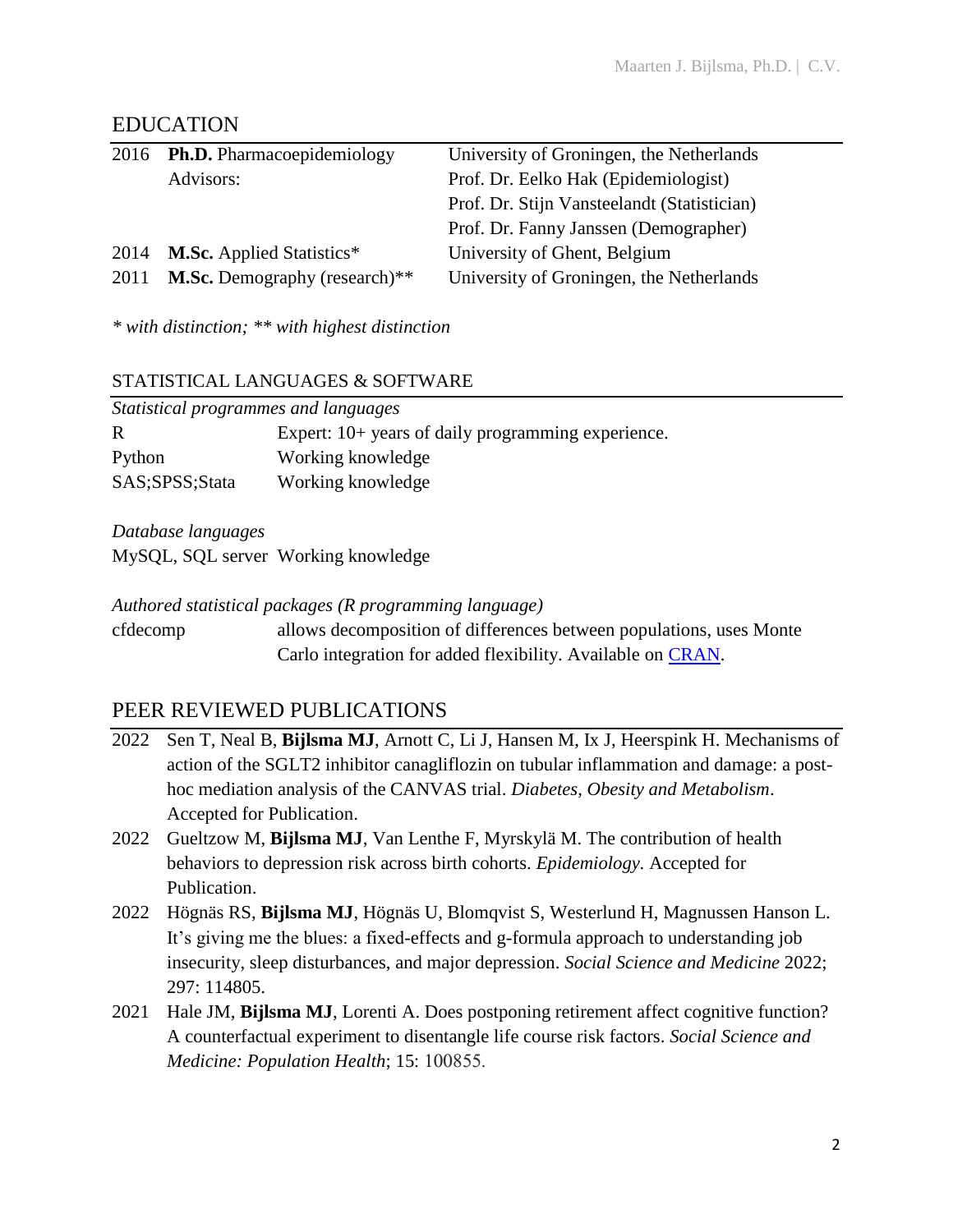## EDUCATION

| | | |
|---|---|---|
| 2016 | **Ph.D.** Pharmacoepidemiology | University of Groningen, the Netherlands |
| | Advisors: | Prof. Dr. Eelko Hak (Epidemiologist) |
| | | Prof. Dr. Stijn Vansteelandt (Statistician) |
| | | Prof. Dr. Fanny Janssen (Demographer) |
| 2014 | **M.Sc.** Applied Statistics* | University of Ghent, Belgium |
| 2011 | **M.Sc.** Demography (research)** | University of Groningen, the Netherlands |

*\* with distinction; \*\* with highest distinction*

### STATISTICAL LANGUAGES & SOFTWARE

*Statistical programmes and languages*

| | |
|---|---|
| R | Expert: 10+ years of daily programming experience. |
| Python | Working knowledge |
| SAS;SPSS;Stata | Working knowledge |

*Database languages*

| | |
|---|---|
| MySQL, SQL server | Working knowledge |

*Authored statistical packages (R programming language)*

| | |
|---|---|
| cfdecomp | allows decomposition of differences between populations, uses Monte Carlo integration for added flexibility. Available on CRAN. |

## PEER REVIEWED PUBLICATIONS

- 2022 Sen T, Neal B, **Bijlsma MJ**, Arnott C, Li J, Hansen M, Ix J, Heerspink H. Mechanisms of action of the SGLT2 inhibitor canagliflozin on tubular inflammation and damage: a post-hoc mediation analysis of the CANVAS trial. *Diabetes, Obesity and Metabolism*. Accepted for Publication.
- 2022 Gueltzow M, **Bijlsma MJ**, Van Lenthe F, Myrskylä M. The contribution of health behaviors to depression risk across birth cohorts. *Epidemiology.* Accepted for Publication.
- 2022 Högnäs RS, **Bijlsma MJ**, Högnäs U, Blomqvist S, Westerlund H, Magnussen Hanson L. It's giving me the blues: a fixed-effects and g-formula approach to understanding job insecurity, sleep disturbances, and major depression. *Social Science and Medicine* 2022; 297: 114805.
- 2021 Hale JM, **Bijlsma MJ**, Lorenti A. Does postponing retirement affect cognitive function? A counterfactual experiment to disentangle life course risk factors. *Social Science and Medicine: Population Health*; 15: 100855.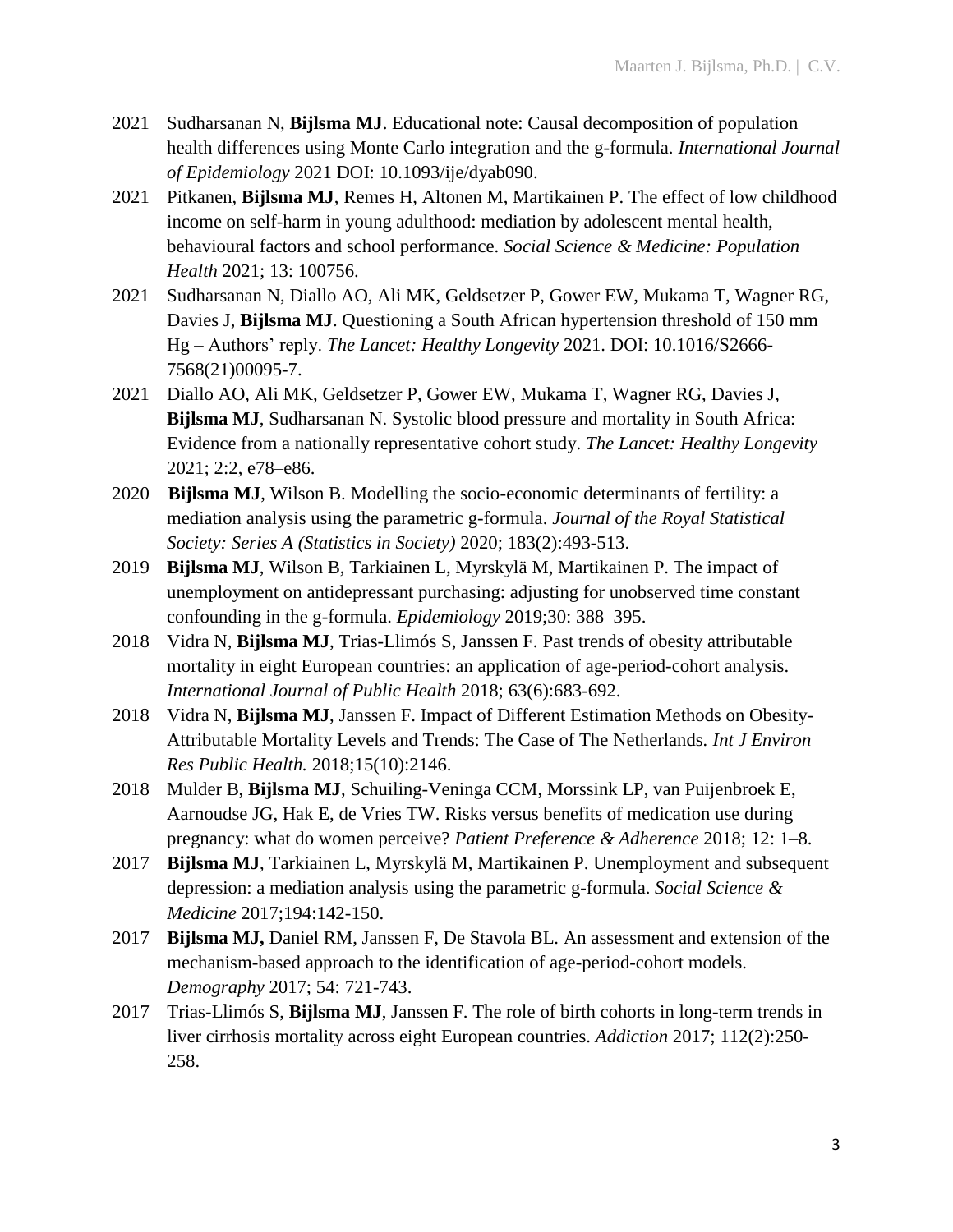2021 Sudharsanan N, **Bijlsma MJ**. Educational note: Causal decomposition of population health differences using Monte Carlo integration and the g-formula. *International Journal of Epidemiology* 2021 DOI: 10.1093/ije/dyab090.

2021 Pitkanen, **Bijlsma MJ**, Remes H, Altonen M, Martikainen P. The effect of low childhood income on self-harm in young adulthood: mediation by adolescent mental health, behavioural factors and school performance. *Social Science & Medicine: Population Health* 2021; 13: 100756.

2021 Sudharsanan N, Diallo AO, Ali MK, Geldsetzer P, Gower EW, Mukama T, Wagner RG, Davies J, **Bijlsma MJ**. Questioning a South African hypertension threshold of 150 mm Hg – Authors' reply. *The Lancet: Healthy Longevity* 2021. DOI: 10.1016/S2666-7568(21)00095-7.

2021 Diallo AO, Ali MK, Geldsetzer P, Gower EW, Mukama T, Wagner RG, Davies J, **Bijlsma MJ**, Sudharsanan N. Systolic blood pressure and mortality in South Africa: Evidence from a nationally representative cohort study. *The Lancet: Healthy Longevity* 2021; 2:2, e78–e86.

2020 **Bijlsma MJ**, Wilson B. Modelling the socio-economic determinants of fertility: a mediation analysis using the parametric g-formula. *Journal of the Royal Statistical Society: Series A (Statistics in Society)* 2020; 183(2):493-513.

2019 **Bijlsma MJ**, Wilson B, Tarkiainen L, Myrskylä M, Martikainen P. The impact of unemployment on antidepressant purchasing: adjusting for unobserved time constant confounding in the g-formula. *Epidemiology* 2019;30: 388–395.

2018 Vidra N, **Bijlsma MJ**, Trias-Llimós S, Janssen F. Past trends of obesity attributable mortality in eight European countries: an application of age-period-cohort analysis. *International Journal of Public Health* 2018; 63(6):683-692.

2018 Vidra N, **Bijlsma MJ**, Janssen F. Impact of Different Estimation Methods on Obesity-Attributable Mortality Levels and Trends: The Case of The Netherlands. *Int J Environ Res Public Health.* 2018;15(10):2146.

2018 Mulder B, **Bijlsma MJ**, Schuiling-Veninga CCM, Morssink LP, van Puijenbroek E, Aarnoudse JG, Hak E, de Vries TW. Risks versus benefits of medication use during pregnancy: what do women perceive? *Patient Preference & Adherence* 2018; 12: 1–8.

2017 **Bijlsma MJ**, Tarkiainen L, Myrskylä M, Martikainen P. Unemployment and subsequent depression: a mediation analysis using the parametric g-formula. *Social Science & Medicine* 2017;194:142-150.

2017 **Bijlsma MJ,** Daniel RM, Janssen F, De Stavola BL. An assessment and extension of the mechanism-based approach to the identification of age-period-cohort models. *Demography* 2017; 54: 721-743.

2017 Trias-Llimós S, **Bijlsma MJ**, Janssen F. The role of birth cohorts in long-term trends in liver cirrhosis mortality across eight European countries. *Addiction* 2017; 112(2):250-258.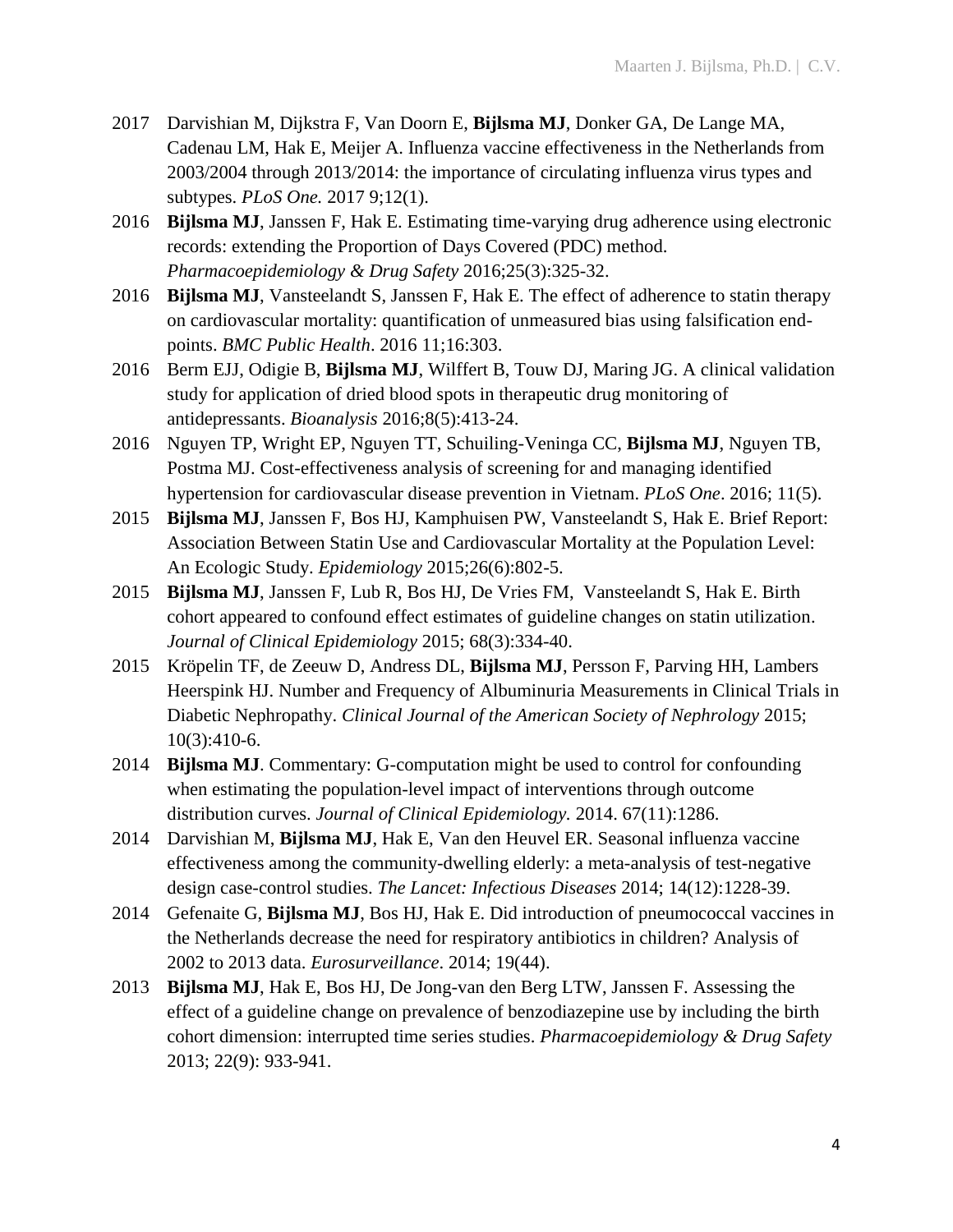2017 Darvishian M, Dijkstra F, Van Doorn E, **Bijlsma MJ**, Donker GA, De Lange MA, Cadenau LM, Hak E, Meijer A. Influenza vaccine effectiveness in the Netherlands from 2003/2004 through 2013/2014: the importance of circulating influenza virus types and subtypes. *PLoS One.* 2017 9;12(1).

2016 **Bijlsma MJ**, Janssen F, Hak E. Estimating time-varying drug adherence using electronic records: extending the Proportion of Days Covered (PDC) method. *Pharmacoepidemiology & Drug Safety* 2016;25(3):325-32.

2016 **Bijlsma MJ**, Vansteelandt S, Janssen F, Hak E. The effect of adherence to statin therapy on cardiovascular mortality: quantification of unmeasured bias using falsification end-points. *BMC Public Health*. 2016 11;16:303.

2016 Berm EJJ, Odigie B, **Bijlsma MJ**, Wilffert B, Touw DJ, Maring JG. A clinical validation study for application of dried blood spots in therapeutic drug monitoring of antidepressants. *Bioanalysis* 2016;8(5):413-24.

2016 Nguyen TP, Wright EP, Nguyen TT, Schuiling-Veninga CC, **Bijlsma MJ**, Nguyen TB, Postma MJ. Cost-effectiveness analysis of screening for and managing identified hypertension for cardiovascular disease prevention in Vietnam. *PLoS One*. 2016; 11(5).

2015 **Bijlsma MJ**, Janssen F, Bos HJ, Kamphuisen PW, Vansteelandt S, Hak E. Brief Report: Association Between Statin Use and Cardiovascular Mortality at the Population Level: An Ecologic Study. *Epidemiology* 2015;26(6):802-5.

2015 **Bijlsma MJ**, Janssen F, Lub R, Bos HJ, De Vries FM, Vansteelandt S, Hak E. Birth cohort appeared to confound effect estimates of guideline changes on statin utilization. *Journal of Clinical Epidemiology* 2015; 68(3):334-40.

2015 Kröpelin TF, de Zeeuw D, Andress DL, **Bijlsma MJ**, Persson F, Parving HH, Lambers Heerspink HJ. Number and Frequency of Albuminuria Measurements in Clinical Trials in Diabetic Nephropathy. *Clinical Journal of the American Society of Nephrology* 2015; 10(3):410-6.

2014 **Bijlsma MJ**. Commentary: G-computation might be used to control for confounding when estimating the population-level impact of interventions through outcome distribution curves. *Journal of Clinical Epidemiology.* 2014. 67(11):1286.

2014 Darvishian M, **Bijlsma MJ**, Hak E, Van den Heuvel ER. Seasonal influenza vaccine effectiveness among the community-dwelling elderly: a meta-analysis of test-negative design case-control studies. *The Lancet: Infectious Diseases* 2014; 14(12):1228-39.

2014 Gefenaite G, **Bijlsma MJ**, Bos HJ, Hak E. Did introduction of pneumococcal vaccines in the Netherlands decrease the need for respiratory antibiotics in children? Analysis of 2002 to 2013 data. *Eurosurveillance*. 2014; 19(44).

2013 **Bijlsma MJ**, Hak E, Bos HJ, De Jong-van den Berg LTW, Janssen F. Assessing the effect of a guideline change on prevalence of benzodiazepine use by including the birth cohort dimension: interrupted time series studies. *Pharmacoepidemiology & Drug Safety* 2013; 22(9): 933-941.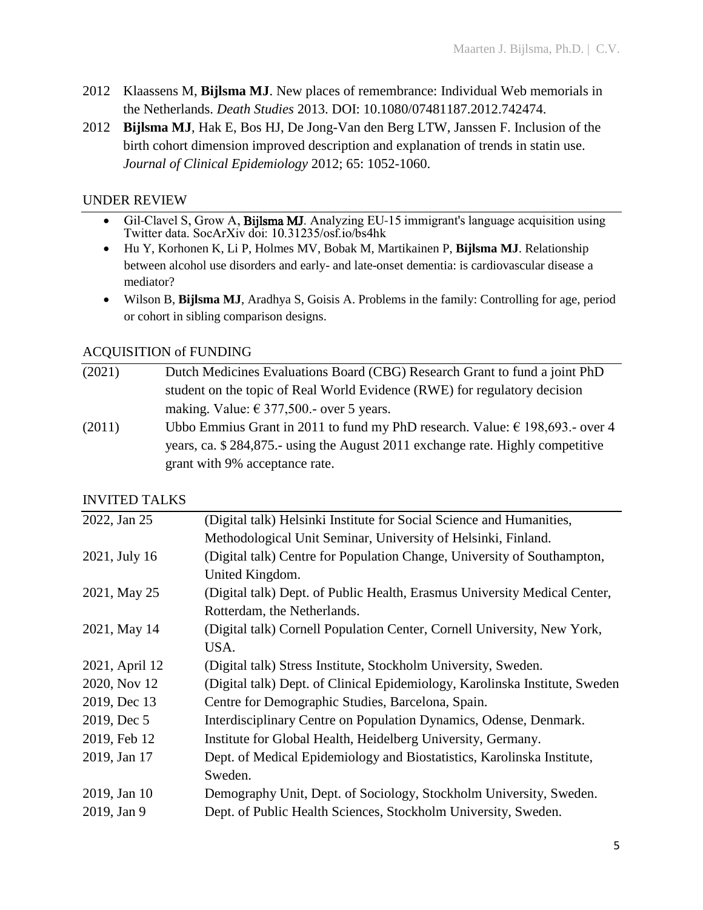2012 Klaassens M, **Bijlsma MJ**. New places of remembrance: Individual Web memorials in the Netherlands. *Death Studies* 2013. DOI: 10.1080/07481187.2012.742474.

2012 **Bijlsma MJ**, Hak E, Bos HJ, De Jong-Van den Berg LTW, Janssen F. Inclusion of the birth cohort dimension improved description and explanation of trends in statin use. *Journal of Clinical Epidemiology* 2012; 65: 1052-1060.

## UNDER REVIEW

- Gil-Clavel S, Grow A, **Bijlsma MJ**. Analyzing EU-15 immigrant's language acquisition using Twitter data. SocArXiv doi: 10.31235/osf.io/bs4hk
- Hu Y, Korhonen K, Li P, Holmes MV, Bobak M, Martikainen P, **Bijlsma MJ**. Relationship between alcohol use disorders and early- and late-onset dementia: is cardiovascular disease a mediator?
- Wilson B, **Bijlsma MJ**, Aradhya S, Goisis A. Problems in the family: Controlling for age, period or cohort in sibling comparison designs.

## ACQUISITION of FUNDING

| | |
|---|---|
| (2021) | Dutch Medicines Evaluations Board (CBG) Research Grant to fund a joint PhD student on the topic of Real World Evidence (RWE) for regulatory decision making. Value: € 377,500.- over 5 years. |
| (2011) | Ubbo Emmius Grant in 2011 to fund my PhD research. Value: € 198,693.- over 4 years, ca. $ 284,875.- using the August 2011 exchange rate. Highly competitive grant with 9% acceptance rate. |

## INVITED TALKS

| | |
|---|---|
| 2022, Jan 25 | (Digital talk) Helsinki Institute for Social Science and Humanities, Methodological Unit Seminar, University of Helsinki, Finland. |
| 2021, July 16 | (Digital talk) Centre for Population Change, University of Southampton, United Kingdom. |
| 2021, May 25 | (Digital talk) Dept. of Public Health, Erasmus University Medical Center, Rotterdam, the Netherlands. |
| 2021, May 14 | (Digital talk) Cornell Population Center, Cornell University, New York, USA. |
| 2021, April 12 | (Digital talk) Stress Institute, Stockholm University, Sweden. |
| 2020, Nov 12 | (Digital talk) Dept. of Clinical Epidemiology, Karolinska Institute, Sweden |
| 2019, Dec 13 | Centre for Demographic Studies, Barcelona, Spain. |
| 2019, Dec 5 | Interdisciplinary Centre on Population Dynamics, Odense, Denmark. |
| 2019, Feb 12 | Institute for Global Health, Heidelberg University, Germany. |
| 2019, Jan 17 | Dept. of Medical Epidemiology and Biostatistics, Karolinska Institute, Sweden. |
| 2019, Jan 10 | Demography Unit, Dept. of Sociology, Stockholm University, Sweden. |
| 2019, Jan 9 | Dept. of Public Health Sciences, Stockholm University, Sweden. |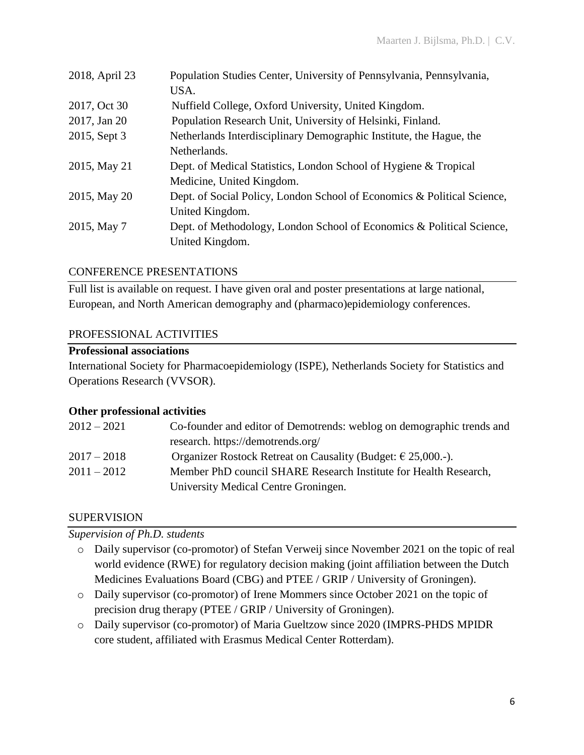| | |
|---|---|
| 2018, April 23 | Population Studies Center, University of Pennsylvania, Pennsylvania, USA. |
| 2017, Oct 30 | Nuffield College, Oxford University, United Kingdom. |
| 2017, Jan 20 | Population Research Unit, University of Helsinki, Finland. |
| 2015, Sept 3 | Netherlands Interdisciplinary Demographic Institute, the Hague, the Netherlands. |
| 2015, May 21 | Dept. of Medical Statistics, London School of Hygiene & Tropical Medicine, United Kingdom. |
| 2015, May 20 | Dept. of Social Policy, London School of Economics & Political Science, United Kingdom. |
| 2015, May 7 | Dept. of Methodology, London School of Economics & Political Science, United Kingdom. |

## CONFERENCE PRESENTATIONS

Full list is available on request. I have given oral and poster presentations at large national, European, and North American demography and (pharmaco)epidemiology conferences.

## PROFESSIONAL ACTIVITIES

**Professional associations**

International Society for Pharmacoepidemiology (ISPE), Netherlands Society for Statistics and Operations Research (VVSOR).

**Other professional activities**

| | |
|---|---|
| 2012 – 2021 | Co-founder and editor of Demotrends: weblog on demographic trends and research. https://demotrends.org/ |
| 2017 – 2018 | Organizer Rostock Retreat on Causality (Budget: € 25,000.-). |
| 2011 – 2012 | Member PhD council SHARE Research Institute for Health Research, University Medical Centre Groningen. |

## SUPERVISION

*Supervision of Ph.D. students*

- Daily supervisor (co-promotor) of Stefan Verweij since November 2021 on the topic of real world evidence (RWE) for regulatory decision making (joint affiliation between the Dutch Medicines Evaluations Board (CBG) and PTEE / GRIP / University of Groningen).
- Daily supervisor (co-promotor) of Irene Mommers since October 2021 on the topic of precision drug therapy (PTEE / GRIP / University of Groningen).
- Daily supervisor (co-promotor) of Maria Gueltzow since 2020 (IMPRS-PHDS MPIDR core student, affiliated with Erasmus Medical Center Rotterdam).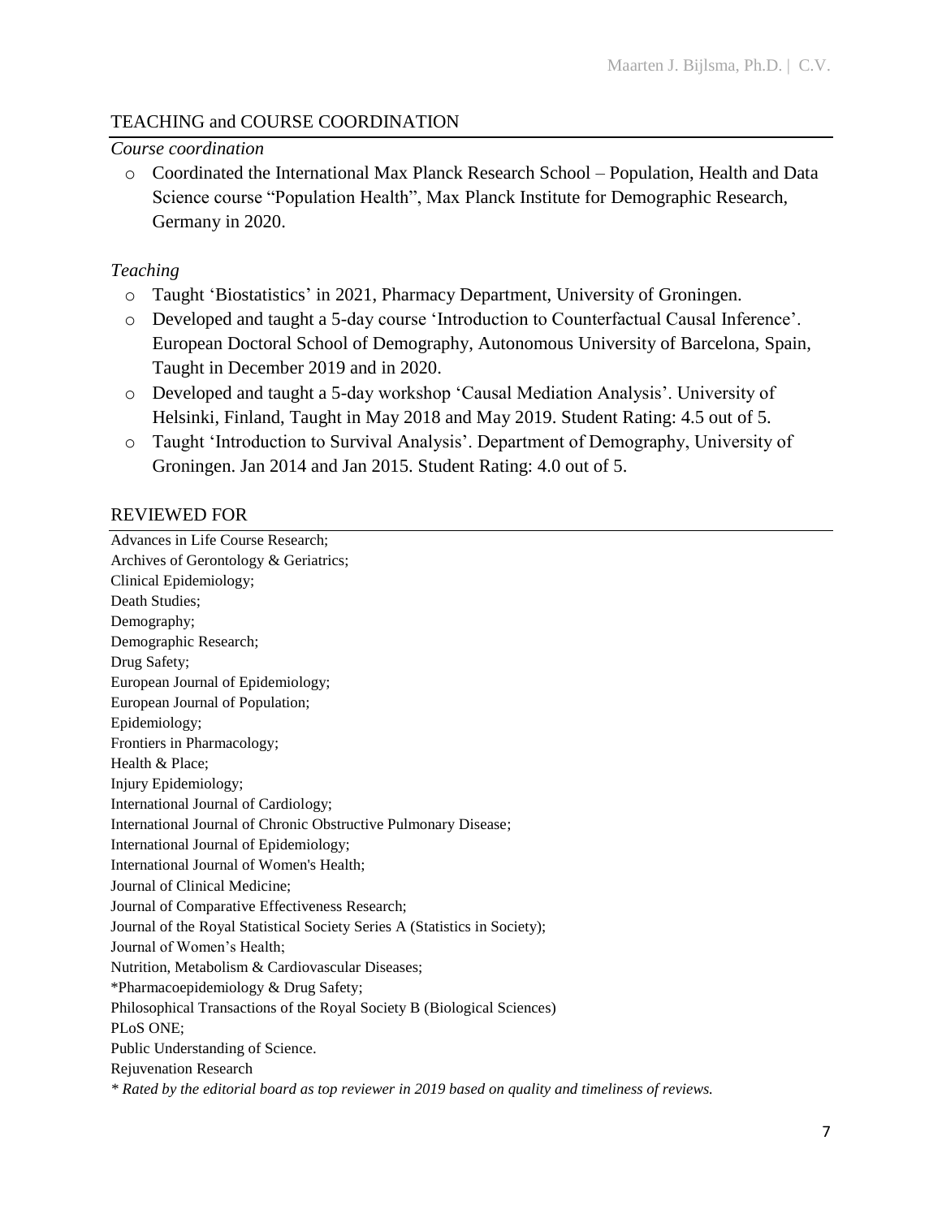## TEACHING and COURSE COORDINATION

*Course coordination*

- Coordinated the International Max Planck Research School – Population, Health and Data Science course "Population Health", Max Planck Institute for Demographic Research, Germany in 2020.

*Teaching*

- Taught 'Biostatistics' in 2021, Pharmacy Department, University of Groningen.
- Developed and taught a 5-day course 'Introduction to Counterfactual Causal Inference'. European Doctoral School of Demography, Autonomous University of Barcelona, Spain, Taught in December 2019 and in 2020.
- Developed and taught a 5-day workshop 'Causal Mediation Analysis'. University of Helsinki, Finland, Taught in May 2018 and May 2019. Student Rating: 4.5 out of 5.
- Taught 'Introduction to Survival Analysis'. Department of Demography, University of Groningen. Jan 2014 and Jan 2015. Student Rating: 4.0 out of 5.

## REVIEWED FOR

Advances in Life Course Research;
Archives of Gerontology & Geriatrics;
Clinical Epidemiology;
Death Studies;
Demography;
Demographic Research;
Drug Safety;
European Journal of Epidemiology;
European Journal of Population;
Epidemiology;
Frontiers in Pharmacology;
Health & Place;
Injury Epidemiology;
International Journal of Cardiology;
International Journal of Chronic Obstructive Pulmonary Disease;
International Journal of Epidemiology;
International Journal of Women's Health;
Journal of Clinical Medicine;
Journal of Comparative Effectiveness Research;
Journal of the Royal Statistical Society Series A (Statistics in Society);
Journal of Women's Health;
Nutrition, Metabolism & Cardiovascular Diseases;
*Pharmacoepidemiology & Drug Safety;
Philosophical Transactions of the Royal Society B (Biological Sciences)
PLoS ONE;
Public Understanding of Science.
Rejuvenation Research

*\* Rated by the editorial board as top reviewer in 2019 based on quality and timeliness of reviews.*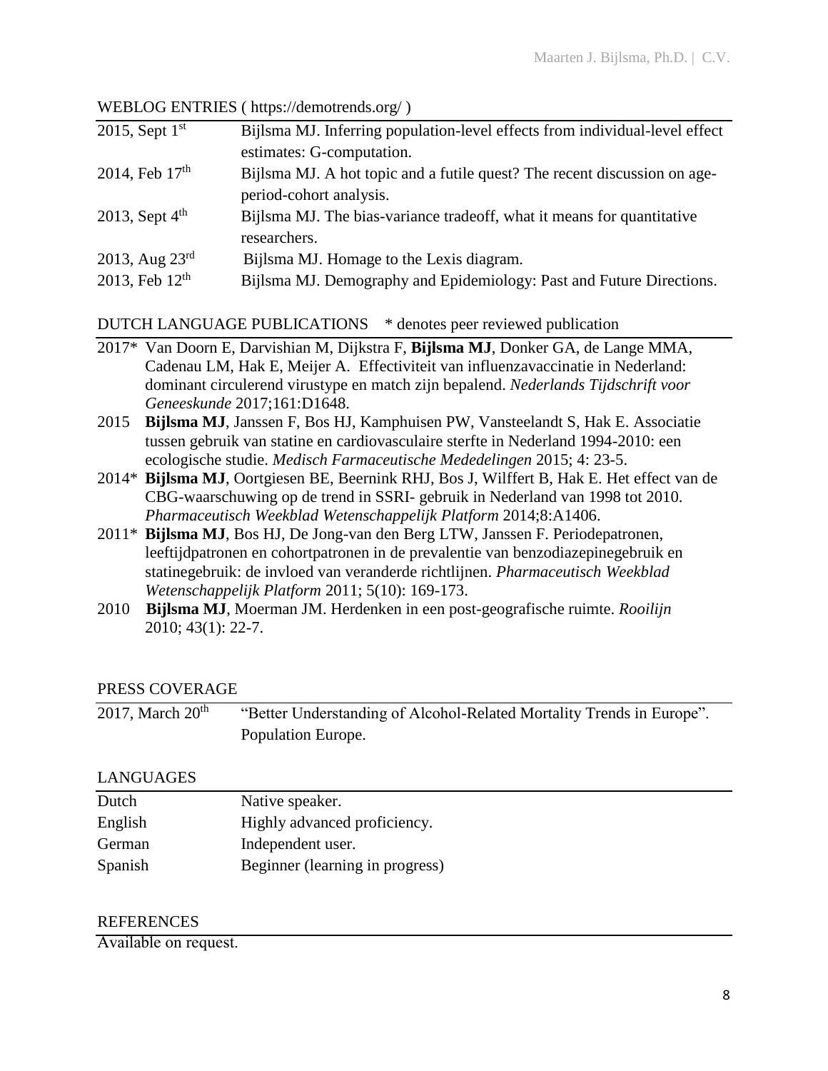## WEBLOG ENTRIES ( https://demotrends.org/ )

| | |
|---|---|
| 2015, Sept 1st | Bijlsma MJ. Inferring population-level effects from individual-level effect estimates: G-computation. |
| 2014, Feb 17th | Bijlsma MJ. A hot topic and a futile quest? The recent discussion on age-period-cohort analysis. |
| 2013, Sept 4th | Bijlsma MJ. The bias-variance tradeoff, what it means for quantitative researchers. |
| 2013, Aug 23rd | Bijlsma MJ. Homage to the Lexis diagram. |
| 2013, Feb 12th | Bijlsma MJ. Demography and Epidemiology: Past and Future Directions. |

## DUTCH LANGUAGE PUBLICATIONS    * denotes peer reviewed publication

2017* Van Doorn E, Darvishian M, Dijkstra F, **Bijlsma MJ**, Donker GA, de Lange MMA, Cadenau LM, Hak E, Meijer A. Effectiviteit van influenzavaccinatie in Nederland: dominant circulerend virustype en match zijn bepalend. *Nederlands Tijdschrift voor Geneeskunde* 2017;161:D1648.

2015 **Bijlsma MJ**, Janssen F, Bos HJ, Kamphuisen PW, Vansteelandt S, Hak E. Associatie tussen gebruik van statine en cardiovasculaire sterfte in Nederland 1994-2010: een ecologische studie. *Medisch Farmaceutische Mededelingen* 2015; 4: 23-5.

2014* **Bijlsma MJ**, Oortgiesen BE, Beernink RHJ, Bos J, Wilffert B, Hak E. Het effect van de CBG-waarschuwing op de trend in SSRI- gebruik in Nederland van 1998 tot 2010. *Pharmaceutisch Weekblad Wetenschappelijk Platform* 2014;8:A1406.

2011* **Bijlsma MJ**, Bos HJ, De Jong-van den Berg LTW, Janssen F. Periodepatronen, leeftijdpatronen en cohortpatronen in de prevalentie van benzodiazepinegebruik en statinegebruik: de invloed van veranderde richtlijnen. *Pharmaceutisch Weekblad Wetenschappelijk Platform* 2011; 5(10): 169-173.

2010 **Bijlsma MJ**, Moerman JM. Herdenken in een post-geografische ruimte. *Rooilijn* 2010; 43(1): 22-7.

## PRESS COVERAGE

| | |
|---|---|
| 2017, March 20th | "Better Understanding of Alcohol-Related Mortality Trends in Europe". Population Europe. |

## LANGUAGES

| | |
|---|---|
| Dutch | Native speaker. |
| English | Highly advanced proficiency. |
| German | Independent user. |
| Spanish | Beginner (learning in progress) |

## REFERENCES

Available on request.